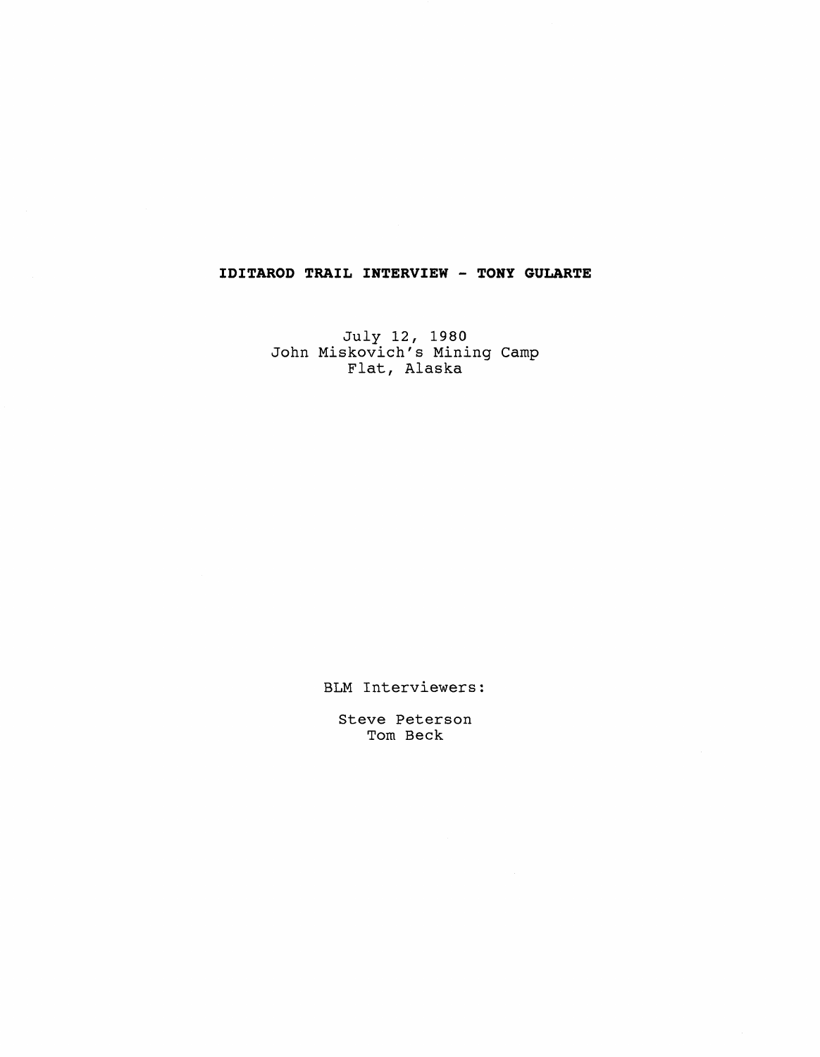# IDITAROD TRAIL INTERVIEW - TONY GULARTE

July 12, 1980
John Miskovich's Mining Camp
Flat, Alaska

BLM Interviewers:

Steve Peterson
Tom Beck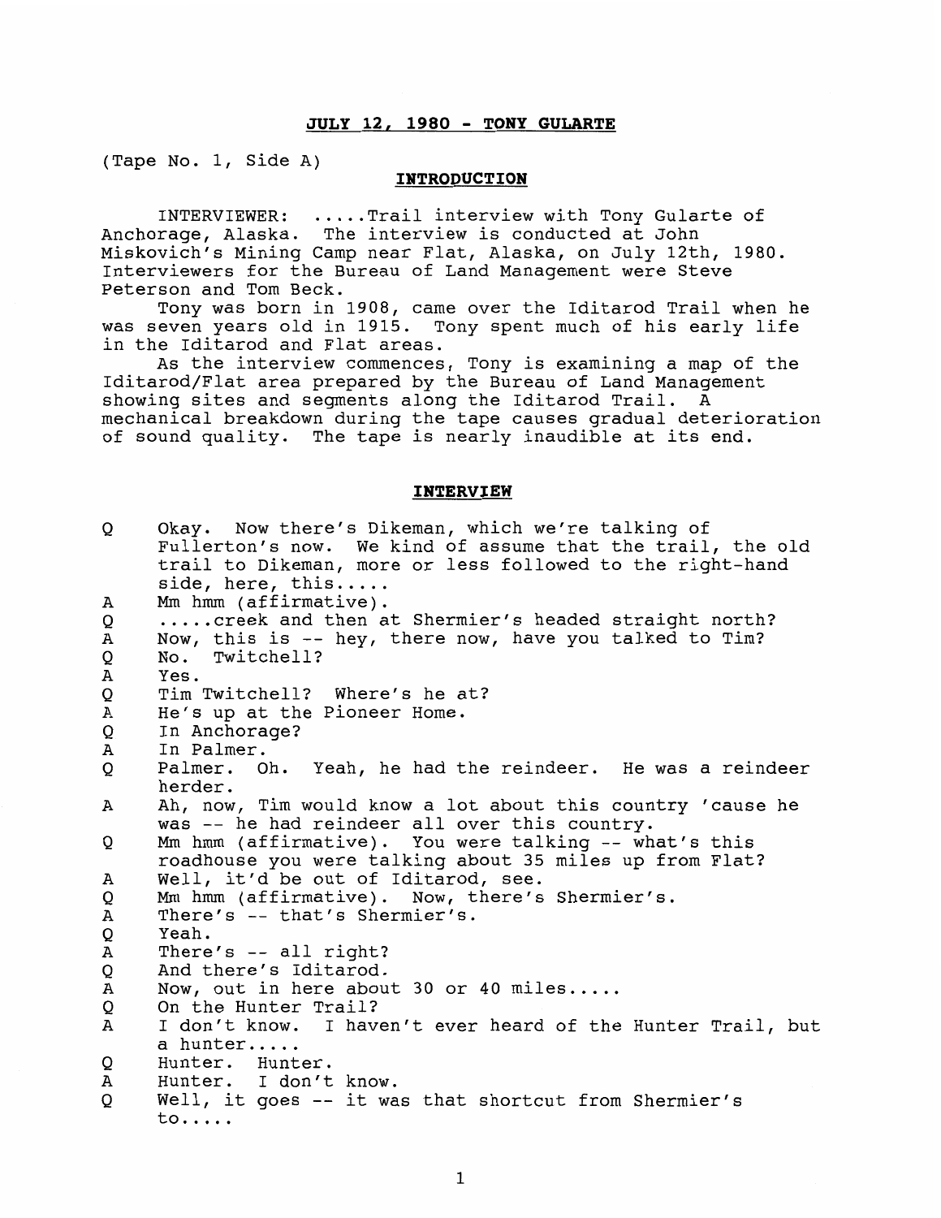**JULY 12, 1980 - TONY GULARTE**

(Tape No. 1, Side A)

## INTRODUCTION

INTERVIEWER: .....Trail interview with Tony Gularte of Anchorage, Alaska. The interview is conducted at John Miskovich's Mining Camp near Flat, Alaska, on July 12th, 1980. Interviewers for the Bureau of Land Management were Steve Peterson and Tom Beck.

Tony was born in 1908, came over the Iditarod Trail when he was seven years old in 1915. Tony spent much of his early life in the Iditarod and Flat areas.

As the interview commences, Tony is examining a map of the Iditarod/Flat area prepared by the Bureau of Land Management showing sites and segments along the Iditarod Trail. A mechanical breakdown during the tape causes gradual deterioration of sound quality. The tape is nearly inaudible at its end.

## INTERVIEW

Q Okay. Now there's Dikeman, which we're talking of Fullerton's now. We kind of assume that the trail, the old trail to Dikeman, more or less followed to the right-hand side, here, this.....

A Mm hmm (affirmative).

Q .....creek and then at Shermier's headed straight north?

A Now, this is -- hey, there now, have you talked to Tim?

Q No. Twitchell?

A Yes.

Q Tim Twitchell? Where's he at?

A He's up at the Pioneer Home.

Q In Anchorage?

A In Palmer.

Q Palmer. Oh. Yeah, he had the reindeer. He was a reindeer herder.

A Ah, now, Tim would know a lot about this country 'cause he was -- he had reindeer all over this country.

Q Mm hmm (affirmative). You were talking -- what's this roadhouse you were talking about 35 miles up from Flat?

A Well, it'd be out of Iditarod, see.

Q Mm hmm (affirmative). Now, there's Shermier's.

A There's -- that's Shermier's.

Q Yeah.

A There's -- all right?

Q And there's Iditarod.

A Now, out in here about 30 or 40 miles.....

Q On the Hunter Trail?

A I don't know. I haven't ever heard of the Hunter Trail, but a hunter.....

Q Hunter. Hunter.

A Hunter. I don't know.

Q Well, it goes -- it was that shortcut from Shermier's to.....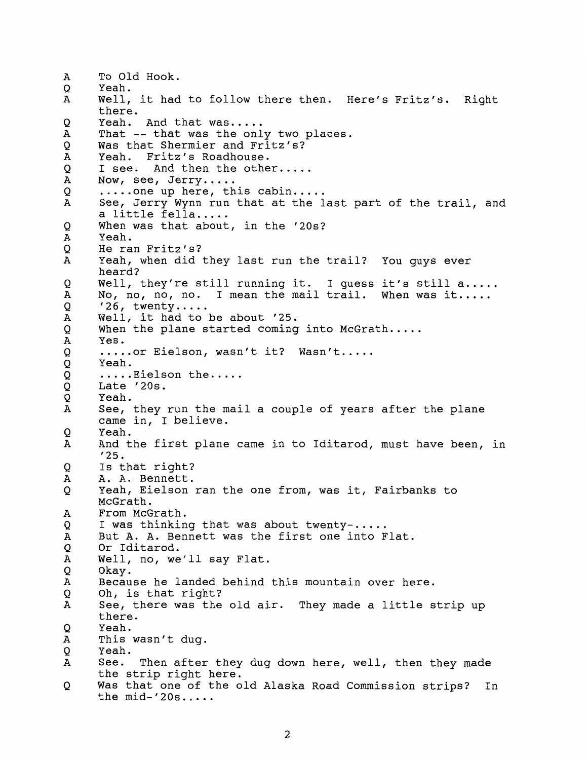A To Old Hook.
Q Yeah.
A Well, it had to follow there then. Here's Fritz's. Right there.
Q Yeah. And that was.....
A That -- that was the only two places.
Q Was that Shermier and Fritz's?
A Yeah. Fritz's Roadhouse.
Q I see. And then the other.....
A Now, see, Jerry.....
Q .....one up here, this cabin.....
A See, Jerry Wynn run that at the last part of the trail, and a little fella.....
Q When was that about, in the '20s?
A Yeah.
Q He ran Fritz's?
A Yeah, when did they last run the trail? You guys ever heard?
Q Well, they're still running it. I guess it's still a.....
A No, no, no, no. I mean the mail trail. When was it.....
Q '26, twenty.....
A Well, it had to be about '25.
Q When the plane started coming into McGrath.....
A Yes.
Q .....or Eielson, wasn't it? Wasn't.....
Q Yeah.
Q .....Eielson the.....
Q Late '20s.
Q Yeah.
A See, they run the mail a couple of years after the plane came in, I believe.
Q Yeah.
A And the first plane came in to Iditarod, must have been, in '25.
Q Is that right?
A A. A. Bennett.
Q Yeah, Eielson ran the one from, was it, Fairbanks to McGrath.
A From McGrath.
Q I was thinking that was about twenty-.....
A But A. A. Bennett was the first one into Flat.
Q Or Iditarod.
A Well, no, we'll say Flat.
Q Okay.
A Because he landed behind this mountain over here.
Q Oh, is that right?
A See, there was the old air. They made a little strip up there.
Q Yeah.
A This wasn't dug.
Q Yeah.
A See. Then after they dug down here, well, then they made the strip right here.
Q Was that one of the old Alaska Road Commission strips? In the mid-'20s.....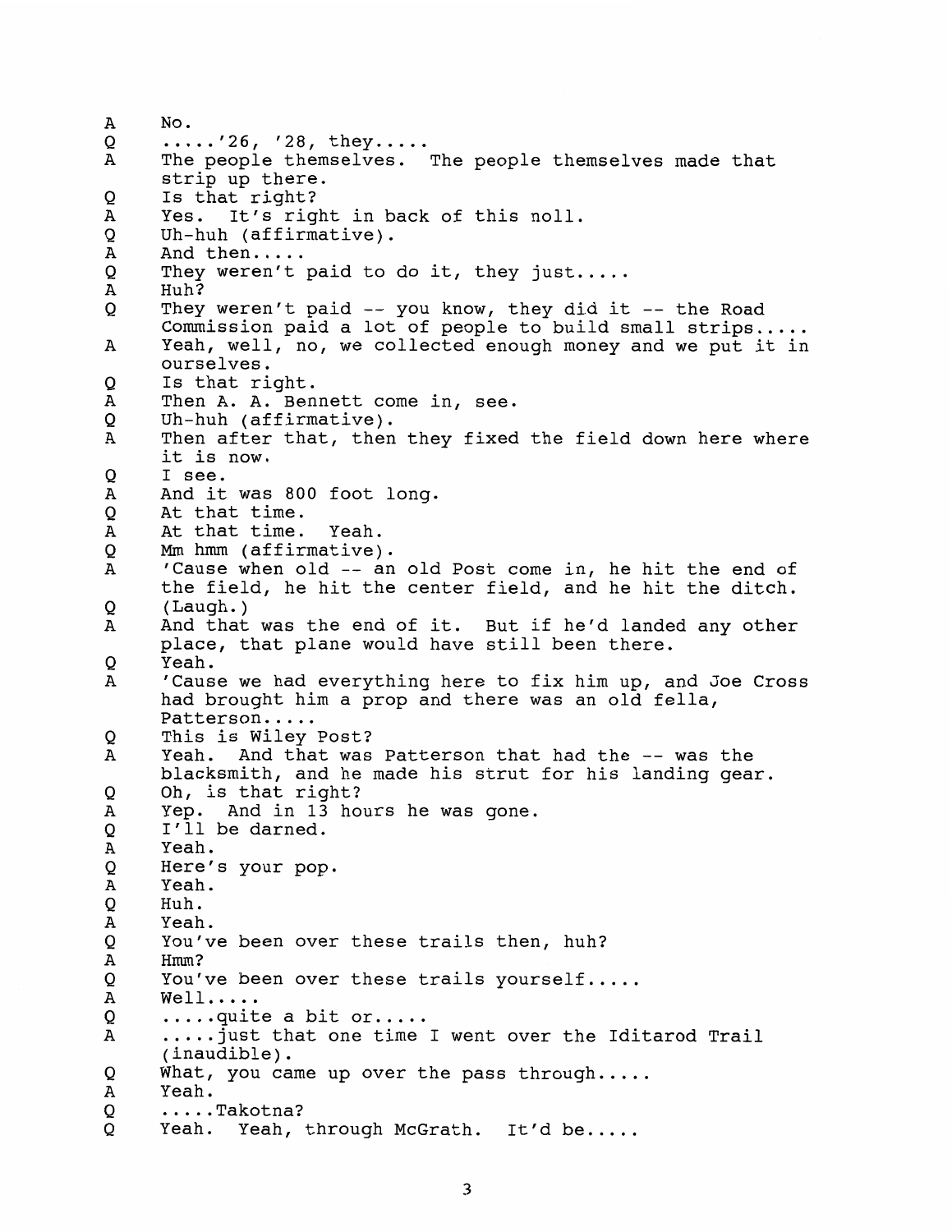A No.
Q .....'26, '28, they.....
A The people themselves. The people themselves made that strip up there.
Q Is that right?
A Yes. It's right in back of this noll.
Q Uh-huh (affirmative).
A And then.....
Q They weren't paid to do it, they just.....
A Huh?
Q They weren't paid -- you know, they did it -- the Road Commission paid a lot of people to build small strips.....
A Yeah, well, no, we collected enough money and we put it in ourselves.
Q Is that right.
A Then A. A. Bennett come in, see.
Q Uh-huh (affirmative).
A Then after that, then they fixed the field down here where it is now.
Q I see.
A And it was 800 foot long.
Q At that time.
A At that time. Yeah.
Q Mm hmm (affirmative).
A 'Cause when old -- an old Post come in, he hit the end of the field, he hit the center field, and he hit the ditch.
Q (Laugh.)
A And that was the end of it. But if he'd landed any other place, that plane would have still been there.
Q Yeah.
A 'Cause we had everything here to fix him up, and Joe Cross had brought him a prop and there was an old fella, Patterson.....
Q This is Wiley Post?
A Yeah. And that was Patterson that had the -- was the blacksmith, and he made his strut for his landing gear.
Q Oh, is that right?
A Yep. And in 13 hours he was gone.
Q I'll be darned.
A Yeah.
Q Here's your pop.
A Yeah.
Q Huh.
A Yeah.
Q You've been over these trails then, huh?
A Hmm?
Q You've been over these trails yourself.....
A Well.....
Q .....quite a bit or.....
A .....just that one time I went over the Iditarod Trail (inaudible).
Q What, you came up over the pass through.....
A Yeah.
Q .....Takotna?
Q Yeah. Yeah, through McGrath. It'd be.....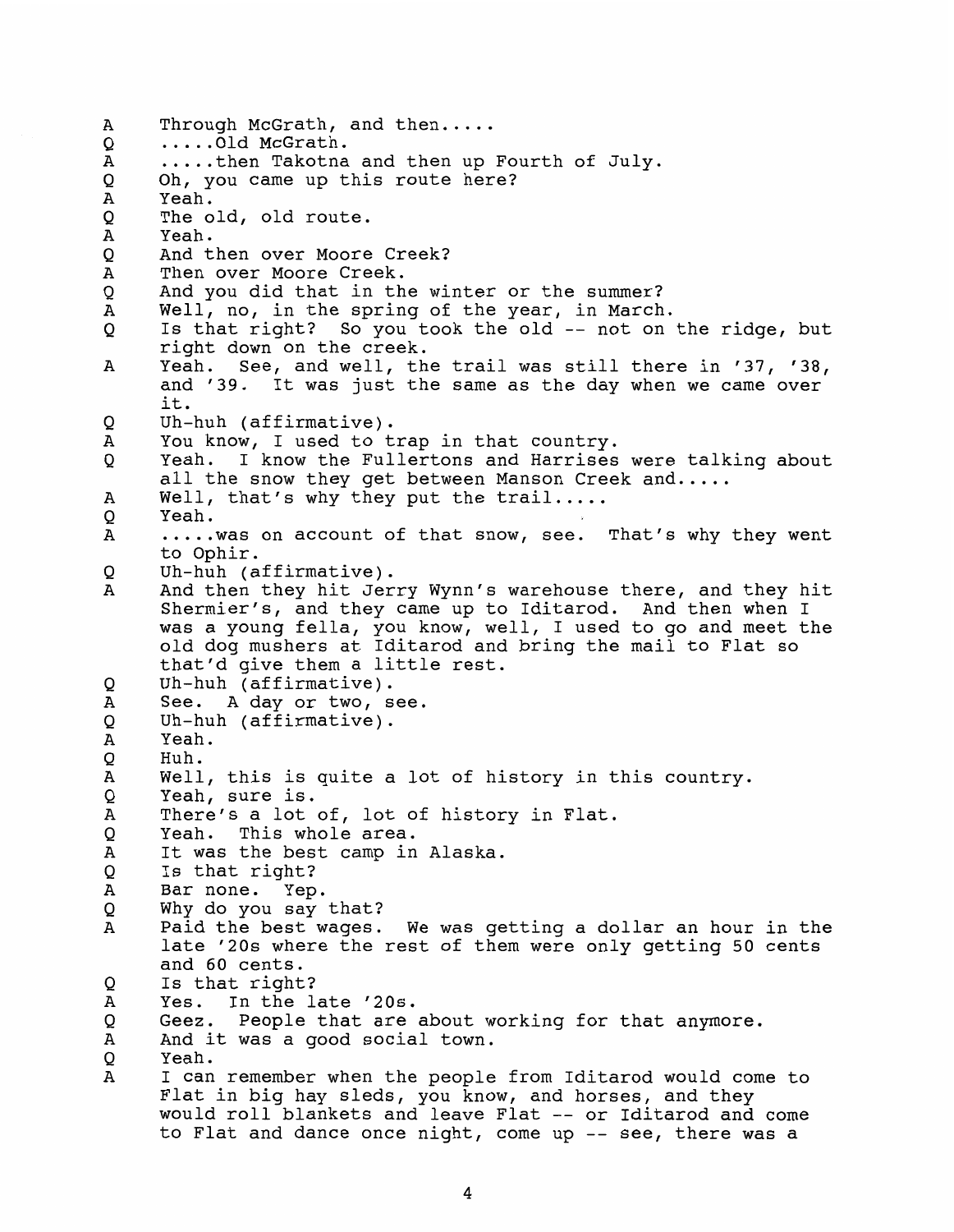A Through McGrath, and then.....

Q .....Old McGrath.

A .....then Takotna and then up Fourth of July.

Q Oh, you came up this route here?

A Yeah.

Q The old, old route.

A Yeah.

Q And then over Moore Creek?

A Then over Moore Creek.

Q And you did that in the winter or the summer?

A Well, no, in the spring of the year, in March.

Q Is that right? So you took the old -- not on the ridge, but right down on the creek.

A Yeah. See, and well, the trail was still there in '37, '38, and '39. It was just the same as the day when we came over it.

Q Uh-huh (affirmative).

A You know, I used to trap in that country.

Q Yeah. I know the Fullertons and Harrises were talking about all the snow they get between Manson Creek and.....

A Well, that's why they put the trail.....

Q Yeah.

A .....was on account of that snow, see. That's why they went to Ophir.

Q Uh-huh (affirmative).

A And then they hit Jerry Wynn's warehouse there, and they hit Shermier's, and they came up to Iditarod. And then when I was a young fella, you know, well, I used to go and meet the old dog mushers at Iditarod and bring the mail to Flat so that'd give them a little rest.

Q Uh-huh (affirmative).

A See. A day or two, see.

Q Uh-huh (affirmative).

A Yeah.

Q Huh.

A Well, this is quite a lot of history in this country.

Q Yeah, sure is.

A There's a lot of, lot of history in Flat.

Q Yeah. This whole area.

A It was the best camp in Alaska.

Q Is that right?

A Bar none. Yep.

Q Why do you say that?

A Paid the best wages. We was getting a dollar an hour in the late '20s where the rest of them were only getting 50 cents and 60 cents.

Q Is that right?

A Yes. In the late '20s.

Q Geez. People that are about working for that anymore.

A And it was a good social town.

Q Yeah.

A I can remember when the people from Iditarod would come to Flat in big hay sleds, you know, and horses, and they would roll blankets and leave Flat -- or Iditarod and come to Flat and dance once night, come up -- see, there was a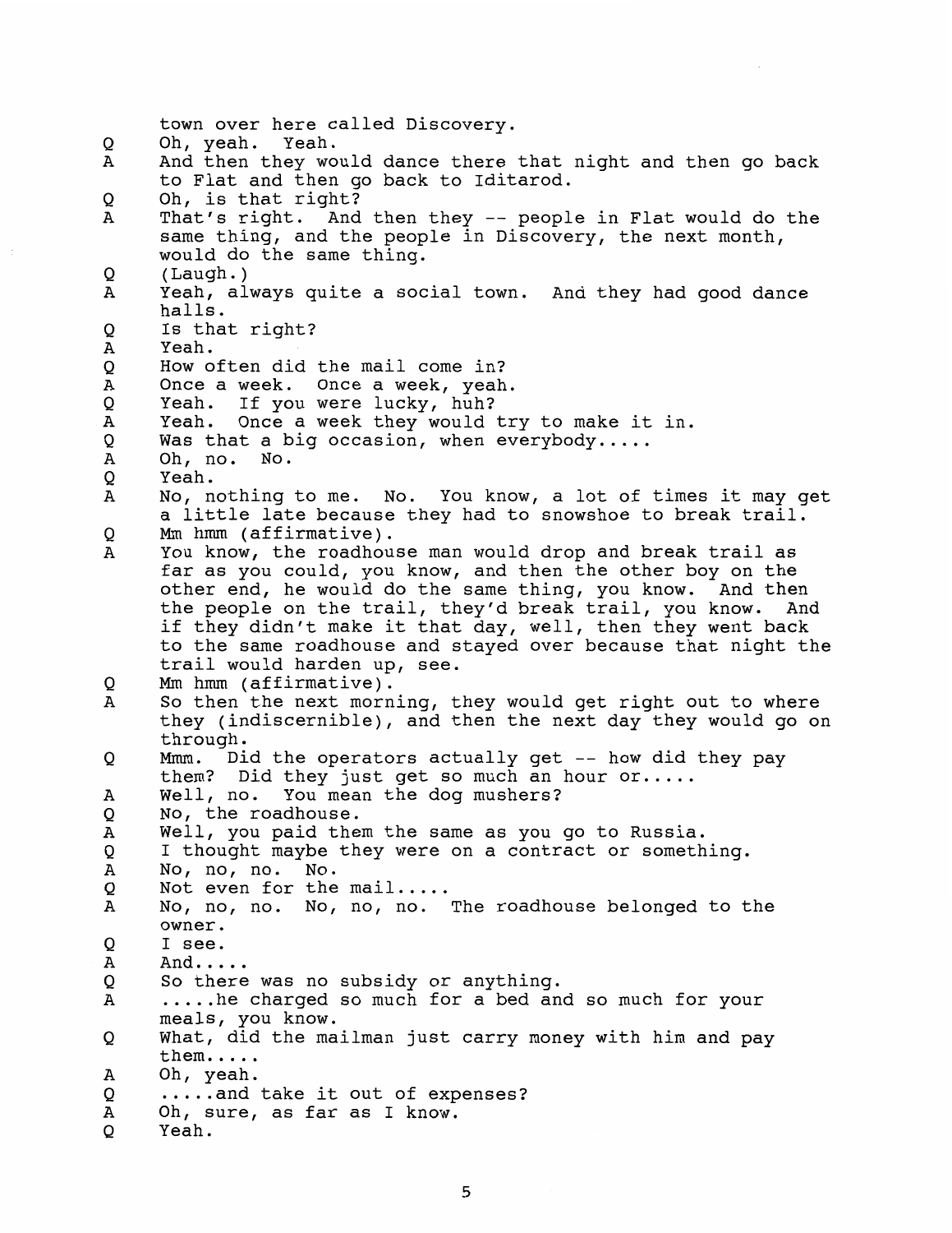town over here called Discovery.

Q Oh, yeah. Yeah.

A And then they would dance there that night and then go back to Flat and then go back to Iditarod.

Q Oh, is that right?

A That's right. And then they -- people in Flat would do the same thing, and the people in Discovery, the next month, would do the same thing.

Q (Laugh.)

A Yeah, always quite a social town. And they had good dance halls.

Q Is that right?

A Yeah.

Q How often did the mail come in?

A Once a week. Once a week, yeah.

Q Yeah. If you were lucky, huh?

A Yeah. Once a week they would try to make it in.

Q Was that a big occasion, when everybody.....

A Oh, no. No.

Q Yeah.

A No, nothing to me. No. You know, a lot of times it may get a little late because they had to snowshoe to break trail.

Q Mm hmm (affirmative).

A You know, the roadhouse man would drop and break trail as far as you could, you know, and then the other boy on the other end, he would do the same thing, you know. And then the people on the trail, they'd break trail, you know. And if they didn't make it that day, well, then they went back to the same roadhouse and stayed over because that night the trail would harden up, see.

Q Mm hmm (affirmative).

A So then the next morning, they would get right out to where they (indiscernible), and then the next day they would go on through.

Q Mmm. Did the operators actually get -- how did they pay them? Did they just get so much an hour or.....

A Well, no. You mean the dog mushers?

Q No, the roadhouse.

A Well, you paid them the same as you go to Russia.

Q I thought maybe they were on a contract or something.

A No, no, no. No.

Q Not even for the mail.....

A No, no, no. No, no, no. The roadhouse belonged to the owner.

Q I see.

A And.....

Q So there was no subsidy or anything.

A .....he charged so much for a bed and so much for your meals, you know.

Q What, did the mailman just carry money with him and pay them.....

A Oh, yeah.

Q .....and take it out of expenses?

A Oh, sure, as far as I know.

Q Yeah.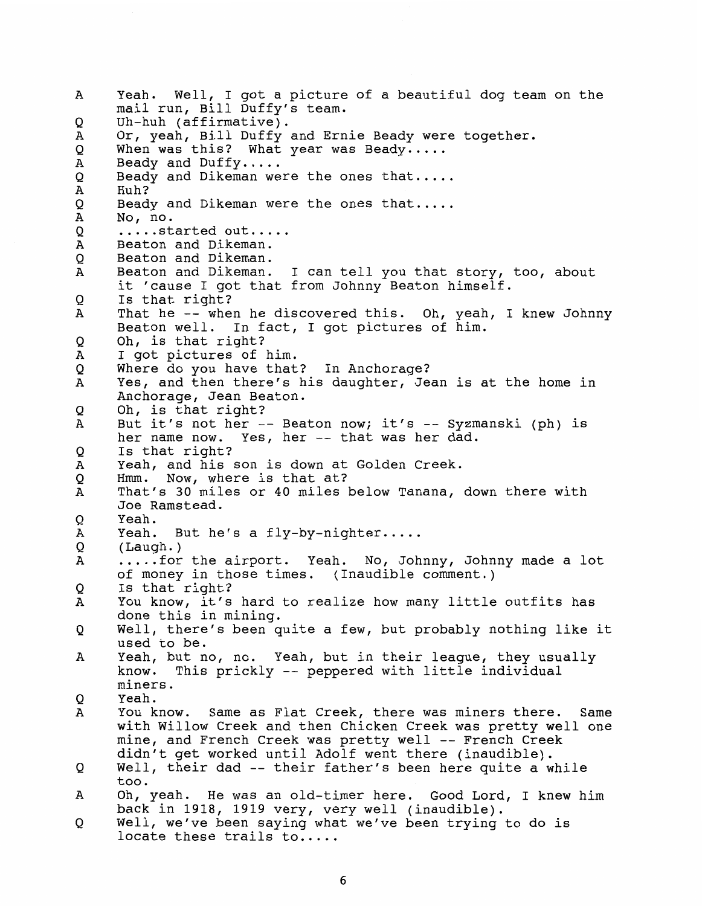A Yeah. Well, I got a picture of a beautiful dog team on the mail run, Bill Duffy's team.

Q Uh-huh (affirmative).

A Or, yeah, Bill Duffy and Ernie Beady were together.

Q When was this? What year was Beady.....

A Beady and Duffy.....

Q Beady and Dikeman were the ones that.....

A Huh?

Q Beady and Dikeman were the ones that.....

A No, no.

Q .....started out.....

A Beaton and Dikeman.

Q Beaton and Dikeman.

A Beaton and Dikeman. I can tell you that story, too, about it 'cause I got that from Johnny Beaton himself.

Q Is that right?

A That he -- when he discovered this. Oh, yeah, I knew Johnny Beaton well. In fact, I got pictures of him.

Q Oh, is that right?

A I got pictures of him.

Q Where do you have that? In Anchorage?

A Yes, and then there's his daughter, Jean is at the home in Anchorage, Jean Beaton.

Q Oh, is that right?

A But it's not her -- Beaton now; it's -- Syzmanski (ph) is her name now. Yes, her -- that was her dad.

Q Is that right?

A Yeah, and his son is down at Golden Creek.

Q Hmm. Now, where is that at?

A That's 30 miles or 40 miles below Tanana, down there with Joe Ramstead.

Q Yeah.

A Yeah. But he's a fly-by-nighter.....

Q (Laugh.)

A .....for the airport. Yeah. No, Johnny, Johnny made a lot of money in those times. (Inaudible comment.)

Q Is that right?

A You know, it's hard to realize how many little outfits has done this in mining.

Q Well, there's been quite a few, but probably nothing like it used to be.

A Yeah, but no, no. Yeah, but in their league, they usually know. This prickly -- peppered with little individual miners.

Q Yeah.

A You know. Same as Flat Creek, there was miners there. Same with Willow Creek and then Chicken Creek was pretty well one mine, and French Creek was pretty well -- French Creek didn't get worked until Adolf went there (inaudible).

Q Well, their dad -- their father's been here quite a while too.

A Oh, yeah. He was an old-timer here. Good Lord, I knew him back in 1918, 1919 very, very well (inaudible).

Q Well, we've been saying what we've been trying to do is locate these trails to.....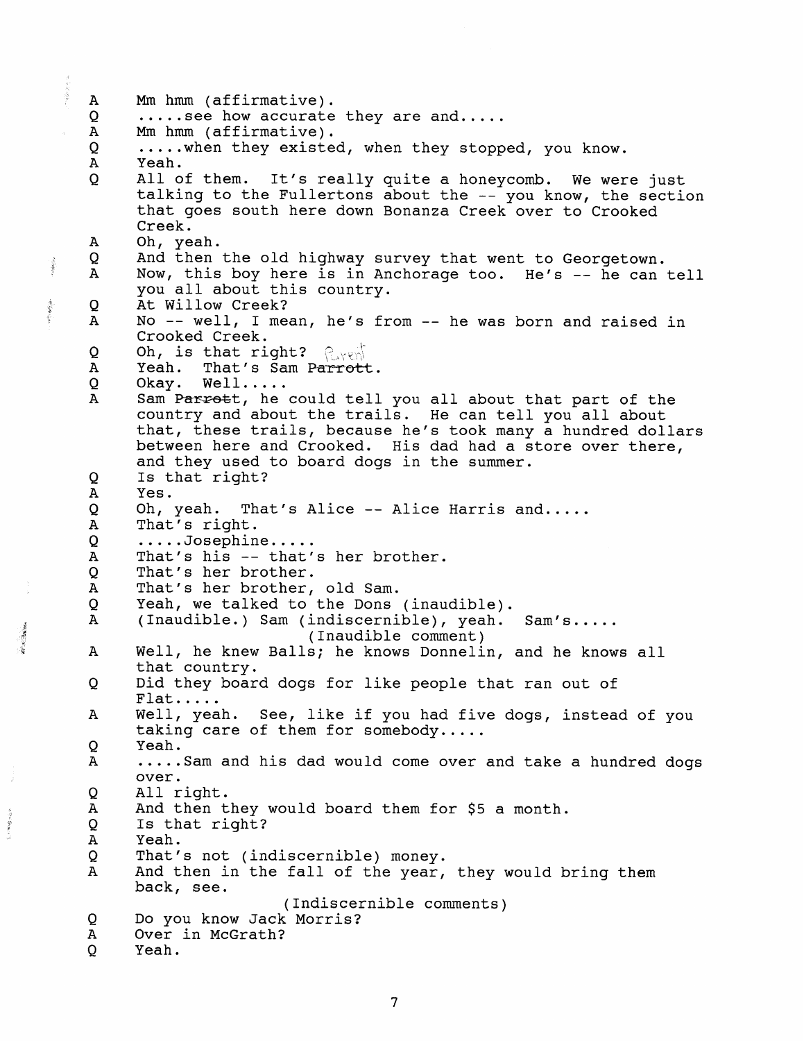A Mm hmm (affirmative).

Q .....see how accurate they are and.....

A Mm hmm (affirmative).

Q .....when they existed, when they stopped, you know.

A Yeah.

Q All of them. It's really quite a honeycomb. We were just talking to the Fullertons about the -- you know, the section that goes south here down Bonanza Creek over to Crooked Creek.

A Oh, yeah.

Q And then the old highway survey that went to Georgetown.

A Now, this boy here is in Anchorage too. He's -- he can tell you all about this country.

Q At Willow Creek?

A No -- well, I mean, he's from -- he was born and raised in Crooked Creek.

Q Oh, is that right? Parent

A Yeah. That's Sam P~~arrott~~.

Q Okay. Well.....

A Sam P~~arrott~~, he could tell you all about that part of the country and about the trails. He can tell you all about that, these trails, because he's took many a hundred dollars between here and Crooked. His dad had a store over there, and they used to board dogs in the summer.

Q Is that right?

A Yes.

Q Oh, yeah. That's Alice -- Alice Harris and.....

A That's right.

Q .....Josephine.....

A That's his -- that's her brother.

Q That's her brother.

A That's her brother, old Sam.

Q Yeah, we talked to the Dons (inaudible).

A (Inaudible.) Sam (indiscernible), yeah. Sam's.....

(Inaudible comment)

A Well, he knew Balls; he knows Donnelin, and he knows all that country.

Q Did they board dogs for like people that ran out of Flat.....

A Well, yeah. See, like if you had five dogs, instead of you taking care of them for somebody.....

Q Yeah.

A .....Sam and his dad would come over and take a hundred dogs over.

Q All right.

A And then they would board them for $5 a month.

Q Is that right?

A Yeah.

Q That's not (indiscernible) money.

A And then in the fall of the year, they would bring them back, see.

(Indiscernible comments)

Q Do you know Jack Morris?

A Over in McGrath?

Q Yeah.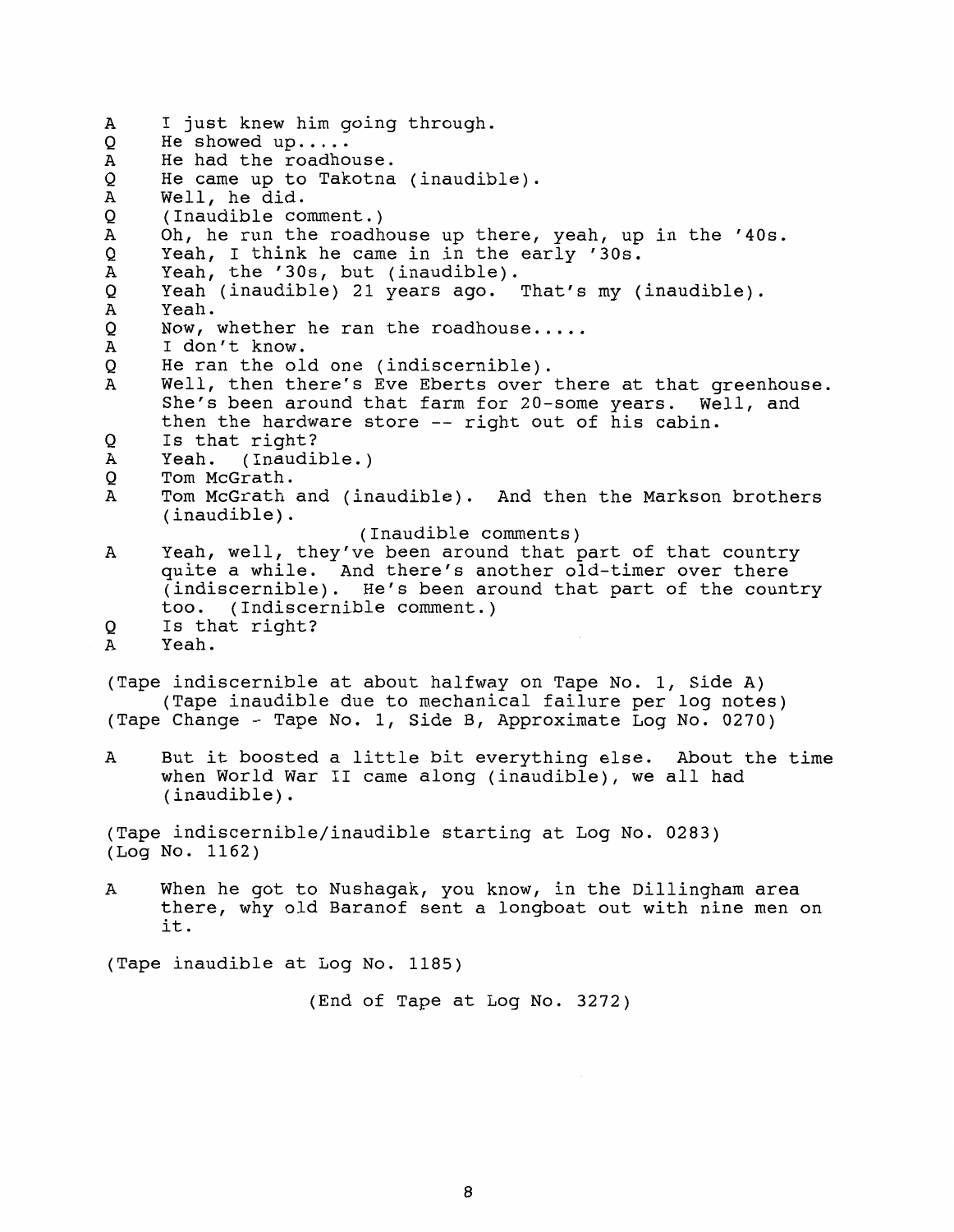A I just knew him going through.
Q He showed up.....
A He had the roadhouse.
Q He came up to Takotna (inaudible).
A Well, he did.
Q (Inaudible comment.)
A Oh, he run the roadhouse up there, yeah, up in the '40s.
Q Yeah, I think he came in in the early '30s.
A Yeah, the '30s, but (inaudible).
Q Yeah (inaudible) 21 years ago. That's my (inaudible).
A Yeah.
Q Now, whether he ran the roadhouse.....
A I don't know.
Q He ran the old one (indiscernible).
A Well, then there's Eve Eberts over there at that greenhouse. She's been around that farm for 20-some years. Well, and then the hardware store -- right out of his cabin.
Q Is that right?
A Yeah. (Inaudible.)
Q Tom McGrath.
A Tom McGrath and (inaudible). And then the Markson brothers (inaudible).

(Inaudible comments)

A Yeah, well, they've been around that part of that country quite a while. And there's another old-timer over there (indiscernible). He's been around that part of the country too. (Indiscernible comment.)
Q Is that right?
A Yeah.

(Tape indiscernible at about halfway on Tape No. 1, Side A)
(Tape inaudible due to mechanical failure per log notes)
(Tape Change - Tape No. 1, Side B, Approximate Log No. 0270)

A But it boosted a little bit everything else. About the time when World War II came along (inaudible), we all had (inaudible).

(Tape indiscernible/inaudible starting at Log No. 0283)
(Log No. 1162)

A When he got to Nushagak, you know, in the Dillingham area there, why old Baranof sent a longboat out with nine men on it.

(Tape inaudible at Log No. 1185)

(End of Tape at Log No. 3272)